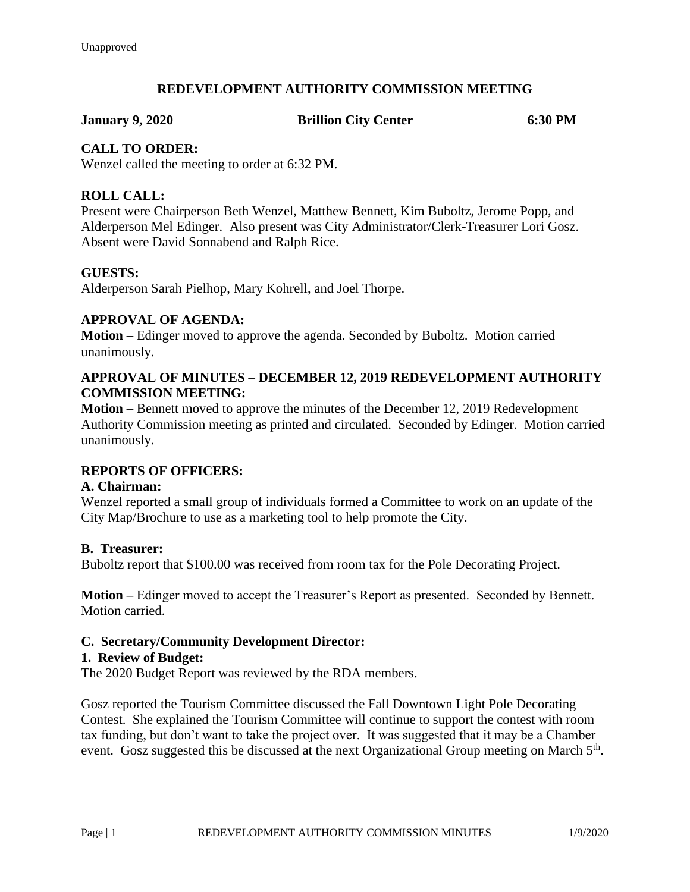Unapproved

# REDEVELOPMENT AUTHORITY COMMISSION MEETING

**January 9, 2020 Brillion City Center 6:30 PM**

## CALL TO ORDER:

Wenzel called the meeting to order at 6:32 PM.

## ROLL CALL:

Present were Chairperson Beth Wenzel, Matthew Bennett, Kim Buboltz, Jerome Popp, and Alderperson Mel Edinger. Also present was City Administrator/Clerk-Treasurer Lori Gosz. Absent were David Sonnabend and Ralph Rice.

## GUESTS:

Alderperson Sarah Pielhop, Mary Kohrell, and Joel Thorpe.

## APPROVAL OF AGENDA:

**Motion –** Edinger moved to approve the agenda. Seconded by Buboltz. Motion carried unanimously.

## APPROVAL OF MINUTES – DECEMBER 12, 2019 REDEVELOPMENT AUTHORITY COMMISSION MEETING:

**Motion –** Bennett moved to approve the minutes of the December 12, 2019 Redevelopment Authority Commission meeting as printed and circulated. Seconded by Edinger. Motion carried unanimously.

## REPORTS OF OFFICERS:

### A. Chairman:

Wenzel reported a small group of individuals formed a Committee to work on an update of the City Map/Brochure to use as a marketing tool to help promote the City.

### B. Treasurer:

Buboltz report that $100.00 was received from room tax for the Pole Decorating Project.

**Motion –** Edinger moved to accept the Treasurer's Report as presented. Seconded by Bennett. Motion carried.

### C. Secretary/Community Development Director:

#### 1. Review of Budget:

The 2020 Budget Report was reviewed by the RDA members.

Gosz reported the Tourism Committee discussed the Fall Downtown Light Pole Decorating Contest. She explained the Tourism Committee will continue to support the contest with room tax funding, but don't want to take the project over. It was suggested that it may be a Chamber event. Gosz suggested this be discussed at the next Organizational Group meeting on March 5th.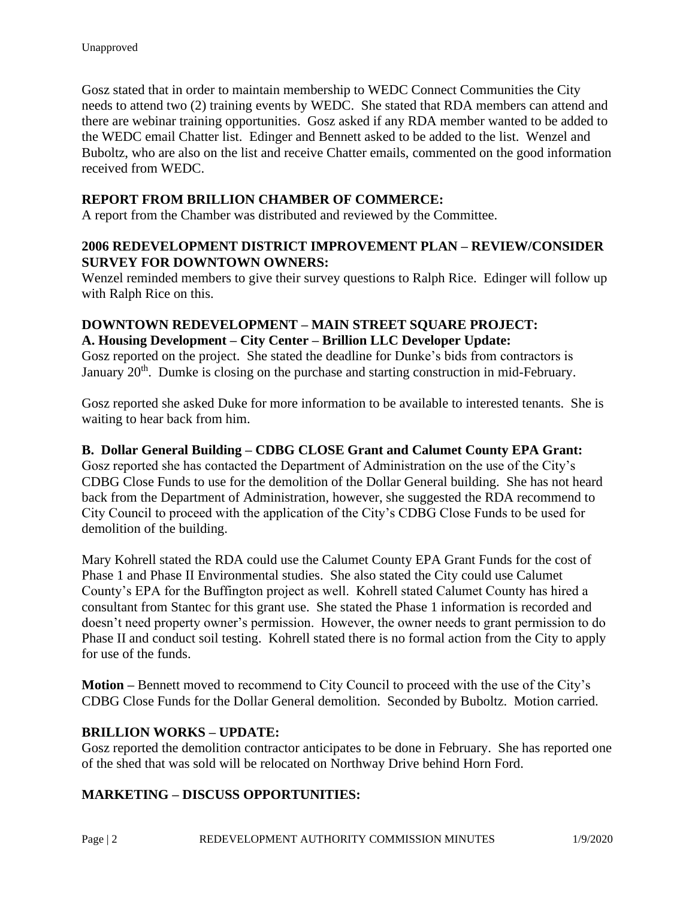Unapproved

Gosz stated that in order to maintain membership to WEDC Connect Communities the City needs to attend two (2) training events by WEDC. She stated that RDA members can attend and there are webinar training opportunities. Gosz asked if any RDA member wanted to be added to the WEDC email Chatter list. Edinger and Bennett asked to be added to the list. Wenzel and Buboltz, who are also on the list and receive Chatter emails, commented on the good information received from WEDC.

**REPORT FROM BRILLION CHAMBER OF COMMERCE:**
A report from the Chamber was distributed and reviewed by the Committee.

**2006 REDEVELOPMENT DISTRICT IMPROVEMENT PLAN – REVIEW/CONSIDER SURVEY FOR DOWNTOWN OWNERS:**
Wenzel reminded members to give their survey questions to Ralph Rice. Edinger will follow up with Ralph Rice on this.

**DOWNTOWN REDEVELOPMENT – MAIN STREET SQUARE PROJECT:**
**A. Housing Development – City Center – Brillion LLC Developer Update:**
Gosz reported on the project. She stated the deadline for Dunke's bids from contractors is January 20th. Dumke is closing on the purchase and starting construction in mid-February.

Gosz reported she asked Duke for more information to be available to interested tenants. She is waiting to hear back from him.

**B. Dollar General Building – CDBG CLOSE Grant and Calumet County EPA Grant:**
Gosz reported she has contacted the Department of Administration on the use of the City's CDBG Close Funds to use for the demolition of the Dollar General building. She has not heard back from the Department of Administration, however, she suggested the RDA recommend to City Council to proceed with the application of the City's CDBG Close Funds to be used for demolition of the building.

Mary Kohrell stated the RDA could use the Calumet County EPA Grant Funds for the cost of Phase 1 and Phase II Environmental studies. She also stated the City could use Calumet County's EPA for the Buffington project as well. Kohrell stated Calumet County has hired a consultant from Stantec for this grant use. She stated the Phase 1 information is recorded and doesn't need property owner's permission. However, the owner needs to grant permission to do Phase II and conduct soil testing. Kohrell stated there is no formal action from the City to apply for use of the funds.

**Motion –** Bennett moved to recommend to City Council to proceed with the use of the City's CDBG Close Funds for the Dollar General demolition. Seconded by Buboltz. Motion carried.

**BRILLION WORKS – UPDATE:**
Gosz reported the demolition contractor anticipates to be done in February. She has reported one of the shed that was sold will be relocated on Northway Drive behind Horn Ford.

**MARKETING – DISCUSS OPPORTUNITIES:**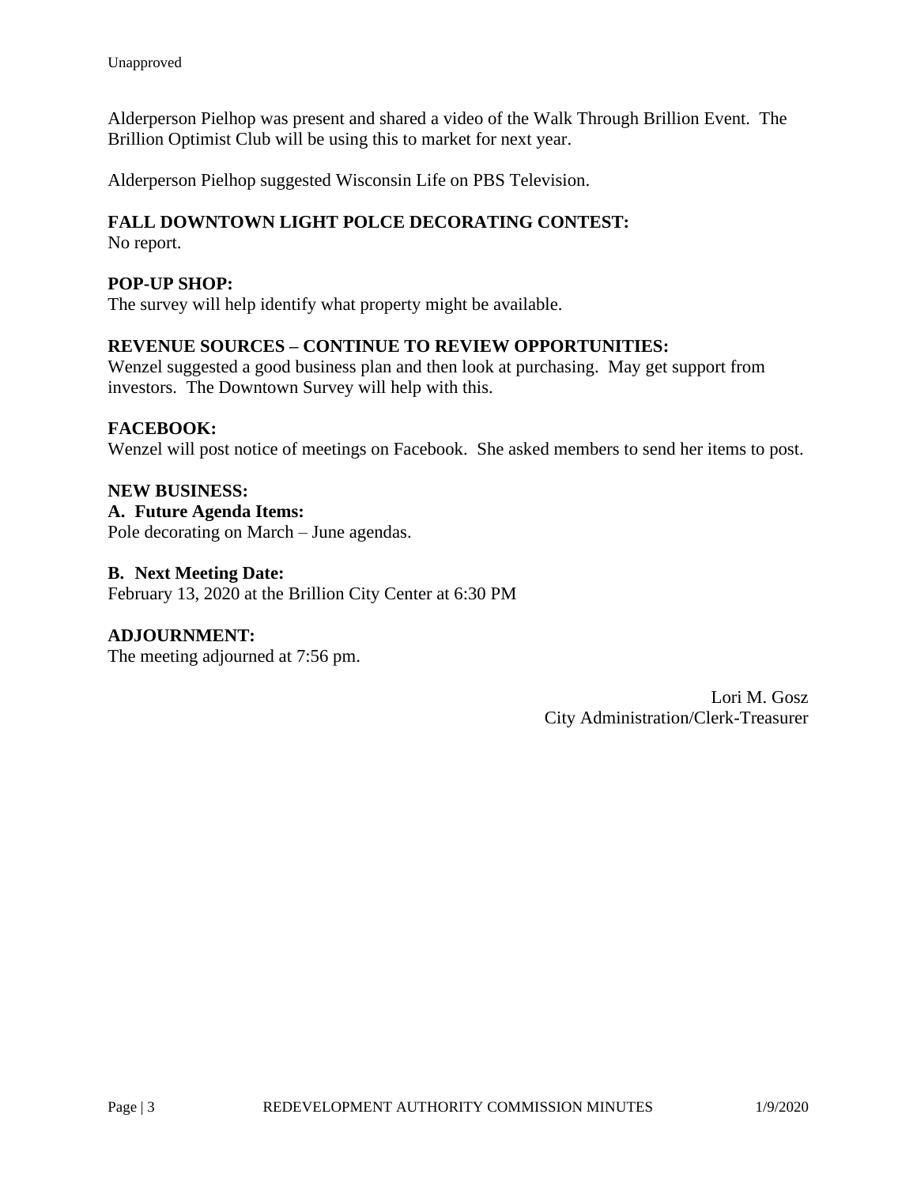Unapproved

Alderperson Pielhop was present and shared a video of the Walk Through Brillion Event. The Brillion Optimist Club will be using this to market for next year.

Alderperson Pielhop suggested Wisconsin Life on PBS Television.

**FALL DOWNTOWN LIGHT POLCE DECORATING CONTEST:**
No report.

**POP-UP SHOP:**
The survey will help identify what property might be available.

**REVENUE SOURCES – CONTINUE TO REVIEW OPPORTUNITIES:**
Wenzel suggested a good business plan and then look at purchasing. May get support from investors. The Downtown Survey will help with this.

**FACEBOOK:**
Wenzel will post notice of meetings on Facebook. She asked members to send her items to post.

**NEW BUSINESS:**

**A. Future Agenda Items:**
Pole decorating on March – June agendas.

**B. Next Meeting Date:**
February 13, 2020 at the Brillion City Center at 6:30 PM

**ADJOURNMENT:**
The meeting adjourned at 7:56 pm.

Lori M. Gosz
City Administration/Clerk-Treasurer